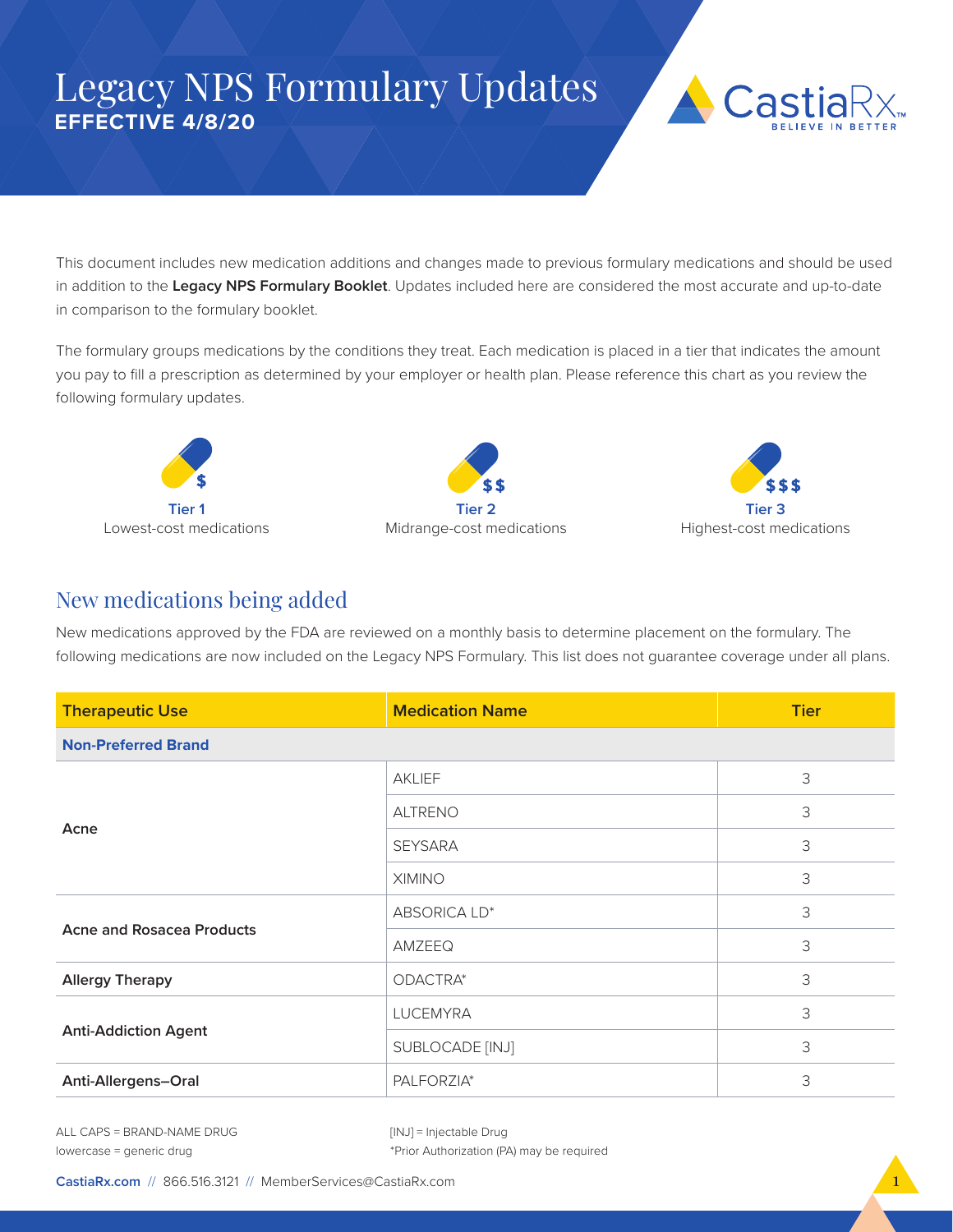# Legacy NPS Formulary Updates

**EFFECTIVE 4/8/20**

CastiaRx™ BELIEVE IN BETTER

This document includes new medication additions and changes made to previous formulary medications and should be used in addition to the **Legacy NPS Formulary Booklet**. Updates included here are considered the most accurate and up-to-date in comparison to the formulary booklet.

The formulary groups medications by the conditions they treat. Each medication is placed in a tier that indicates the amount you pay to fill a prescription as determined by your employer or health plan. Please reference this chart as you review the following formulary updates.

| Tier | Description |
|---|---|
| **Tier 1** ($) | Lowest-cost medications |
| **Tier 2** ($$) | Midrange-cost medications |
| **Tier 3** ($$$) | Highest-cost medications |

## New medications being added

New medications approved by the FDA are reviewed on a monthly basis to determine placement on the formulary. The following medications are now included on the Legacy NPS Formulary. This list does not guarantee coverage under all plans.

| Therapeutic Use | Medication Name | Tier |
|---|---|---|
| **Non-Preferred Brand** | | |
| **Acne** | AKLIEF | 3 |
| | ALTRENO | 3 |
| | SEYSARA | 3 |
| | XIMINO | 3 |
| **Acne and Rosacea Products** | ABSORICA LD* | 3 |
| | AMZEEQ | 3 |
| **Allergy Therapy** | ODACTRA* | 3 |
| **Anti-Addiction Agent** | LUCEMYRA | 3 |
| | SUBLOCADE [INJ] | 3 |
| **Anti-Allergens–Oral** | PALFORZIA* | 3 |

ALL CAPS = BRAND-NAME DRUG
lowercase = generic drug

[INJ] = Injectable Drug
*Prior Authorization (PA) may be required

CastiaRx.com // 866.516.3121 // MemberServices@CastiaRx.com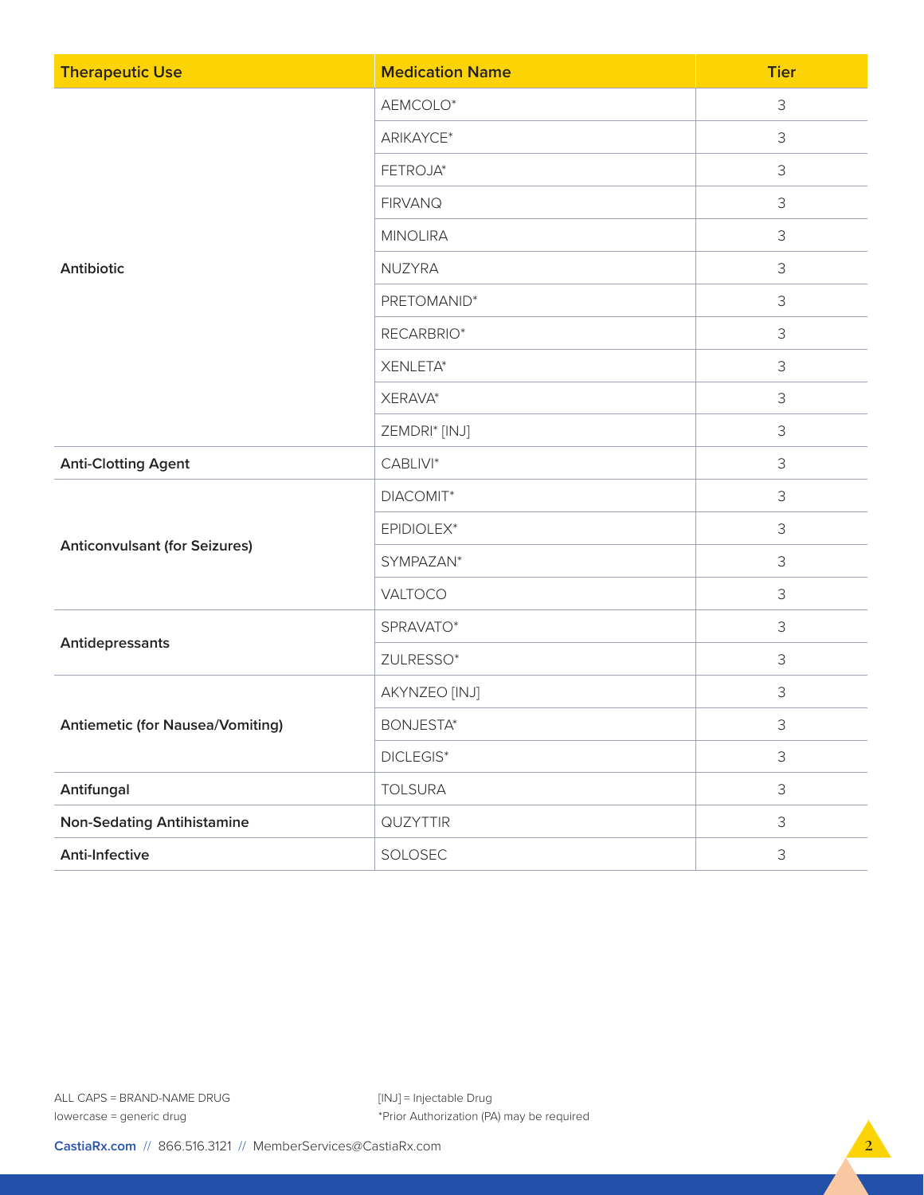| Therapeutic Use | Medication Name | Tier |
|---|---|---|
| Antibiotic | AEMCOLO* | 3 |
| | ARIKAYCE* | 3 |
| | FETROJA* | 3 |
| | FIRVANQ | 3 |
| | MINOLIRA | 3 |
| | NUZYRA | 3 |
| | PRETOMANID* | 3 |
| | RECARBRIO* | 3 |
| | XENLETA* | 3 |
| | XERAVA* | 3 |
| | ZEMDRI* [INJ] | 3 |
| Anti-Clotting Agent | CABLIVI* | 3 |
| Anticonvulsant (for Seizures) | DIACOMIT* | 3 |
| | EPIDIOLEX* | 3 |
| | SYMPAZAN* | 3 |
| | VALTOCO | 3 |
| Antidepressants | SPRAVATO* | 3 |
| | ZULRESSO* | 3 |
| Antiemetic (for Nausea/Vomiting) | AKYNZEO [INJ] | 3 |
| | BONJESTA* | 3 |
| | DICLEGIS* | 3 |
| Antifungal | TOLSURA | 3 |
| Non-Sedating Antihistamine | QUZYTTIR | 3 |
| Anti-Infective | SOLOSEC | 3 |

ALL CAPS = BRAND-NAME DRUG
lowercase = generic drug

[INJ] = Injectable Drug
*Prior Authorization (PA) may be required

**CastiaRx.com** // 866.516.3121 // MemberServices@CastiaRx.com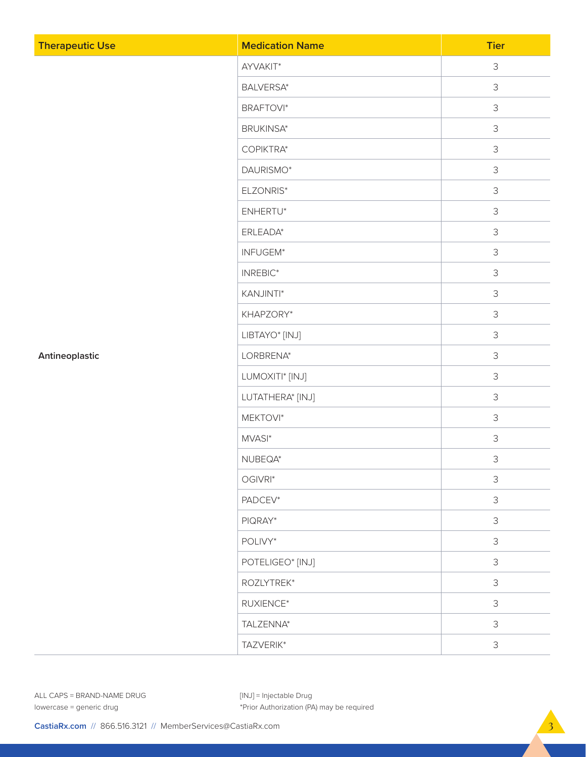| Therapeutic Use | Medication Name | Tier |
|---|---|---|
| Antineoplastic | AYVAKIT* | 3 |
| | BALVERSA* | 3 |
| | BRAFTOVI* | 3 |
| | BRUKINSA* | 3 |
| | COPIKTRA* | 3 |
| | DAURISMO* | 3 |
| | ELZONRIS* | 3 |
| | ENHERTU* | 3 |
| | ERLEADA* | 3 |
| | INFUGEM* | 3 |
| | INREBIC* | 3 |
| | KANJINTI* | 3 |
| | KHAPZORY* | 3 |
| | LIBTAYO* [INJ] | 3 |
| | LORBRENA* | 3 |
| | LUMOXITI* [INJ] | 3 |
| | LUTATHERA* [INJ] | 3 |
| | MEKTOVI* | 3 |
| | MVASI* | 3 |
| | NUBEQA* | 3 |
| | OGIVRI* | 3 |
| | PADCEV* | 3 |
| | PIQRAY* | 3 |
| | POLIVY* | 3 |
| | POTELIGEO* [INJ] | 3 |
| | ROZLYTREK* | 3 |
| | RUXIENCE* | 3 |
| | TALZENNA* | 3 |
| | TAZVERIK* | 3 |

ALL CAPS = BRAND-NAME DRUG
lowercase = generic drug

[INJ] = Injectable Drug
*Prior Authorization (PA) may be required

CastiaRx.com // 866.516.3121 // MemberServices@CastiaRx.com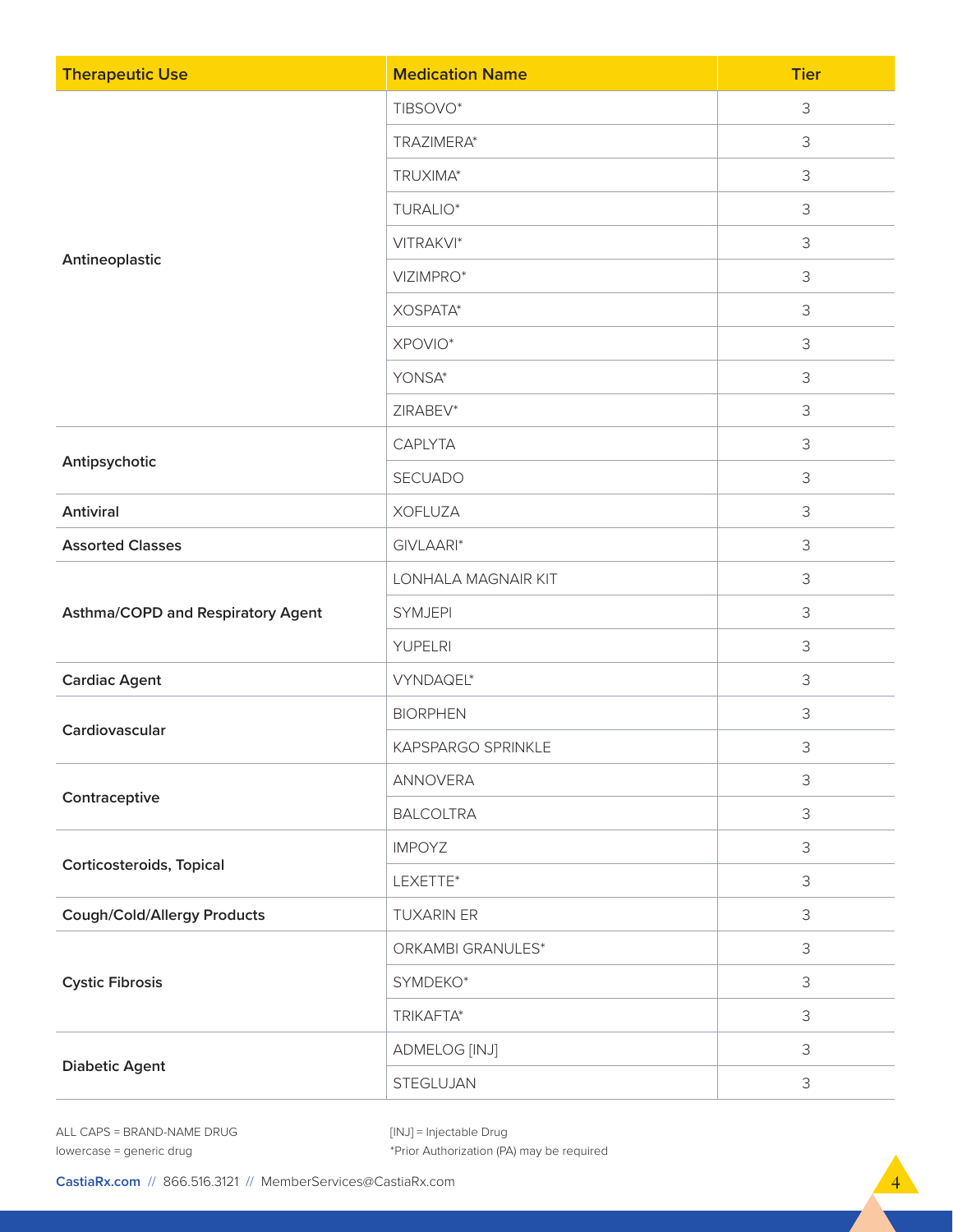| Therapeutic Use | Medication Name | Tier |
|---|---|---|
| Antineoplastic | TIBSOVO* | 3 |
| | TRAZIMERA* | 3 |
| | TRUXIMA* | 3 |
| | TURALIO* | 3 |
| | VITRAKVI* | 3 |
| | VIZIMPRO* | 3 |
| | XOSPATA* | 3 |
| | XPOVIO* | 3 |
| | YONSA* | 3 |
| | ZIRABEV* | 3 |
| Antipsychotic | CAPLYTA | 3 |
| | SECUADO | 3 |
| Antiviral | XOFLUZA | 3 |
| Assorted Classes | GIVLAARI* | 3 |
| Asthma/COPD and Respiratory Agent | LONHALA MAGNAIR KIT | 3 |
| | SYMJEPI | 3 |
| | YUPELRI | 3 |
| Cardiac Agent | VYNDAQEL* | 3 |
| Cardiovascular | BIORPHEN | 3 |
| | KAPSPARGO SPRINKLE | 3 |
| Contraceptive | ANNOVERA | 3 |
| | BALCOLTRA | 3 |
| Corticosteroids, Topical | IMPOYZ | 3 |
| | LEXETTE* | 3 |
| Cough/Cold/Allergy Products | TUXARIN ER | 3 |
| Cystic Fibrosis | ORKAMBI GRANULES* | 3 |
| | SYMDEKO* | 3 |
| | TRIKAFTA* | 3 |
| Diabetic Agent | ADMELOG [INJ] | 3 |
| | STEGLUJAN | 3 |

ALL CAPS = BRAND-NAME DRUG
lowercase = generic drug

[INJ] = Injectable Drug
*Prior Authorization (PA) may be required

CastiaRx.com // 866.516.3121 // MemberServices@CastiaRx.com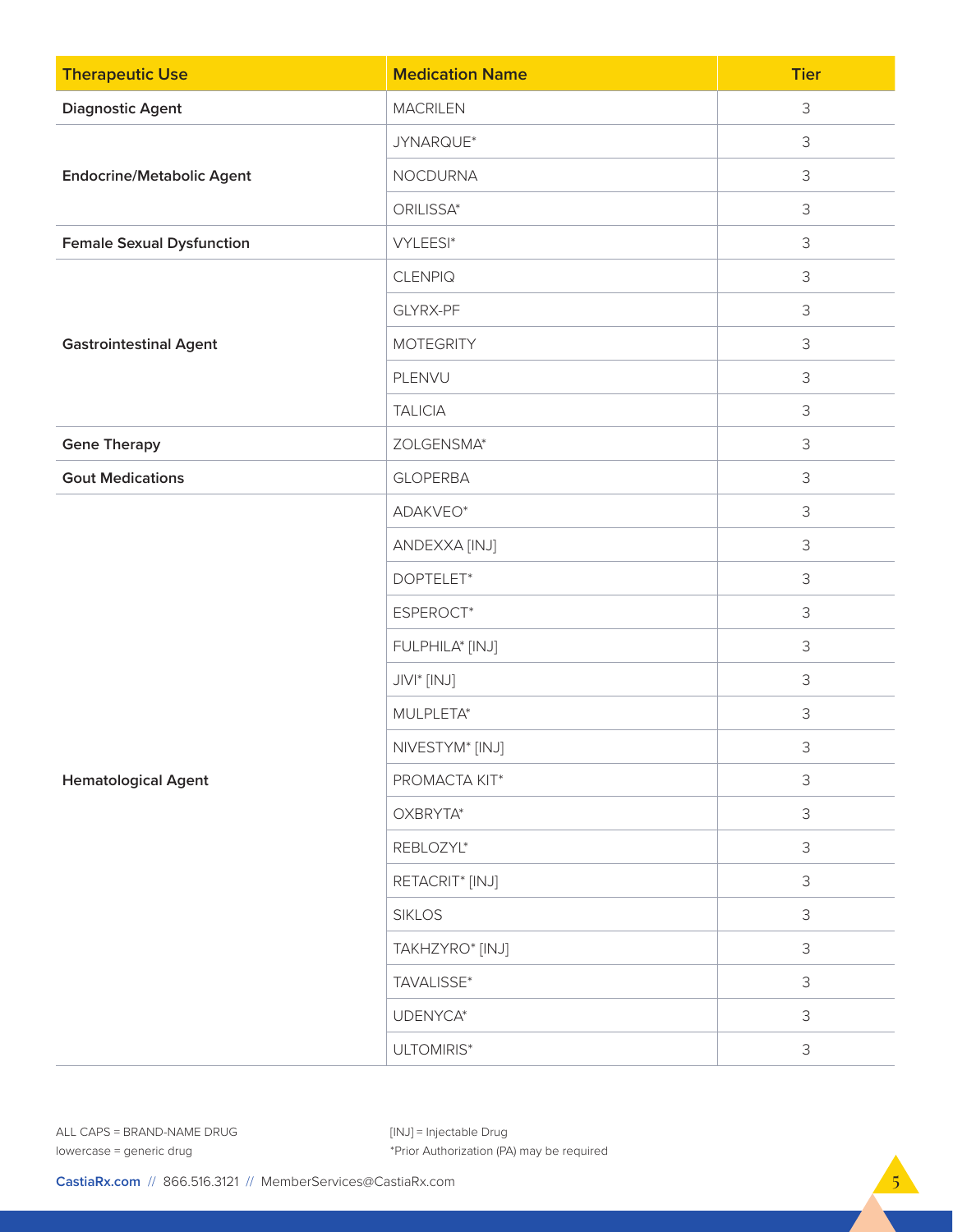| Therapeutic Use | Medication Name | Tier |
| --- | --- | --- |
| Diagnostic Agent | MACRILEN | 3 |
| Endocrine/Metabolic Agent | JYNARQUE* | 3 |
| | NOCDURNA | 3 |
| | ORILISSA* | 3 |
| Female Sexual Dysfunction | VYLEESI* | 3 |
| Gastrointestinal Agent | CLENPIQ | 3 |
| | GLYRX-PF | 3 |
| | MOTEGRITY | 3 |
| | PLENVU | 3 |
| | TALICIA | 3 |
| Gene Therapy | ZOLGENSMA* | 3 |
| Gout Medications | GLOPERBA | 3 |
| Hematological Agent | ADAKVEO* | 3 |
| | ANDEXXA [INJ] | 3 |
| | DOPTELET* | 3 |
| | ESPEROCT* | 3 |
| | FULPHILA* [INJ] | 3 |
| | JIVI* [INJ] | 3 |
| | MULPLETA* | 3 |
| | NIVESTYM* [INJ] | 3 |
| | PROMACTA KIT* | 3 |
| | OXBRYTA* | 3 |
| | REBLOZYL* | 3 |
| | RETACRIT* [INJ] | 3 |
| | SIKLOS | 3 |
| | TAKHZYRO* [INJ] | 3 |
| | TAVALISSE* | 3 |
| | UDENYCA* | 3 |
| | ULTOMIRIS* | 3 |

ALL CAPS = BRAND-NAME DRUG
lowercase = generic drug

[INJ] = Injectable Drug
*Prior Authorization (PA) may be required

CastiaRx.com // 866.516.3121 // MemberServices@CastiaRx.com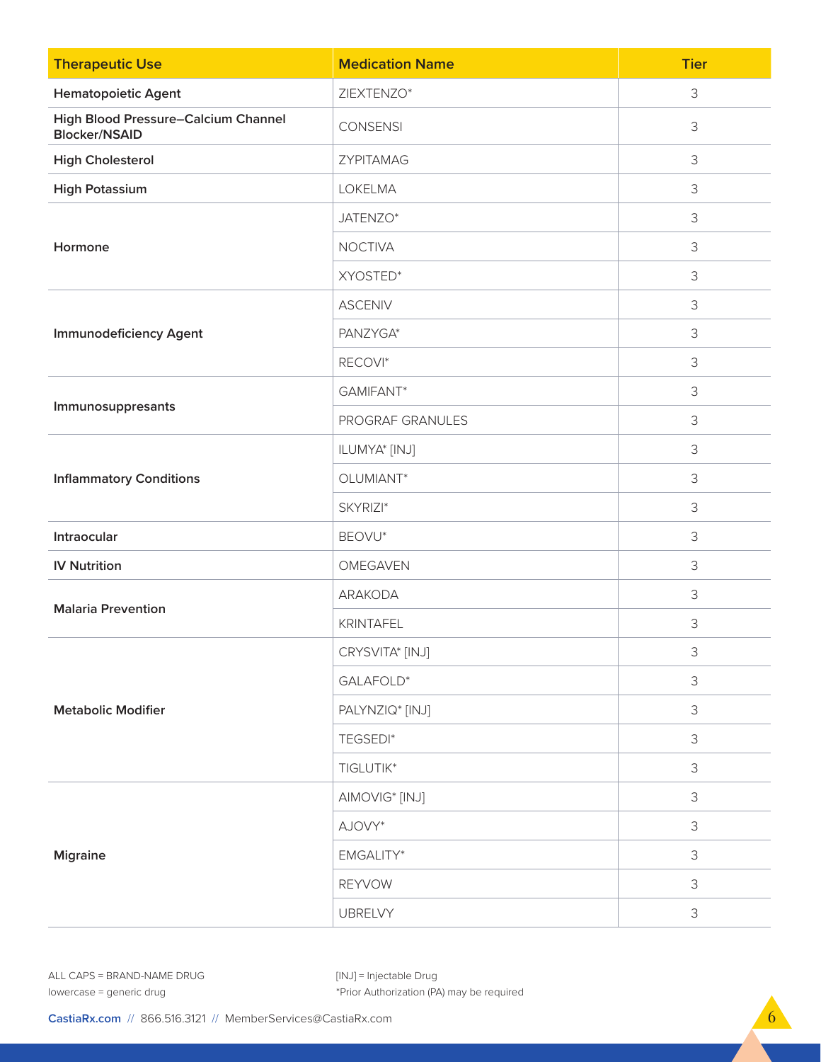| Therapeutic Use | Medication Name | Tier |
|---|---|---|
| Hematopoietic Agent | ZIEXTENZO* | 3 |
| High Blood Pressure–Calcium Channel Blocker/NSAID | CONSENSI | 3 |
| High Cholesterol | ZYPITAMAG | 3 |
| High Potassium | LOKELMA | 3 |
| Hormone | JATENZO* | 3 |
| | NOCTIVA | 3 |
| | XYOSTED* | 3 |
| Immunodeficiency Agent | ASCENIV | 3 |
| | PANZYGA* | 3 |
| | RECOVI* | 3 |
| Immunosuppresants | GAMIFANT* | 3 |
| | PROGRAF GRANULES | 3 |
| Inflammatory Conditions | ILUMYA* [INJ] | 3 |
| | OLUMIANT* | 3 |
| | SKYRIZI* | 3 |
| Intraocular | BEOVU* | 3 |
| IV Nutrition | OMEGAVEN | 3 |
| Malaria Prevention | ARAKODA | 3 |
| | KRINTAFEL | 3 |
| Metabolic Modifier | CRYSVITA* [INJ] | 3 |
| | GALAFOLD* | 3 |
| | PALYNZIQ* [INJ] | 3 |
| | TEGSEDI* | 3 |
| | TIGLUTIK* | 3 |
| Migraine | AIMOVIG* [INJ] | 3 |
| | AJOVY* | 3 |
| | EMGALITY* | 3 |
| | REYVOW | 3 |
| | UBRELVY | 3 |

ALL CAPS = BRAND-NAME DRUG
lowercase = generic drug

[INJ] = Injectable Drug
*Prior Authorization (PA) may be required

CastiaRx.com // 866.516.3121 // MemberServices@CastiaRx.com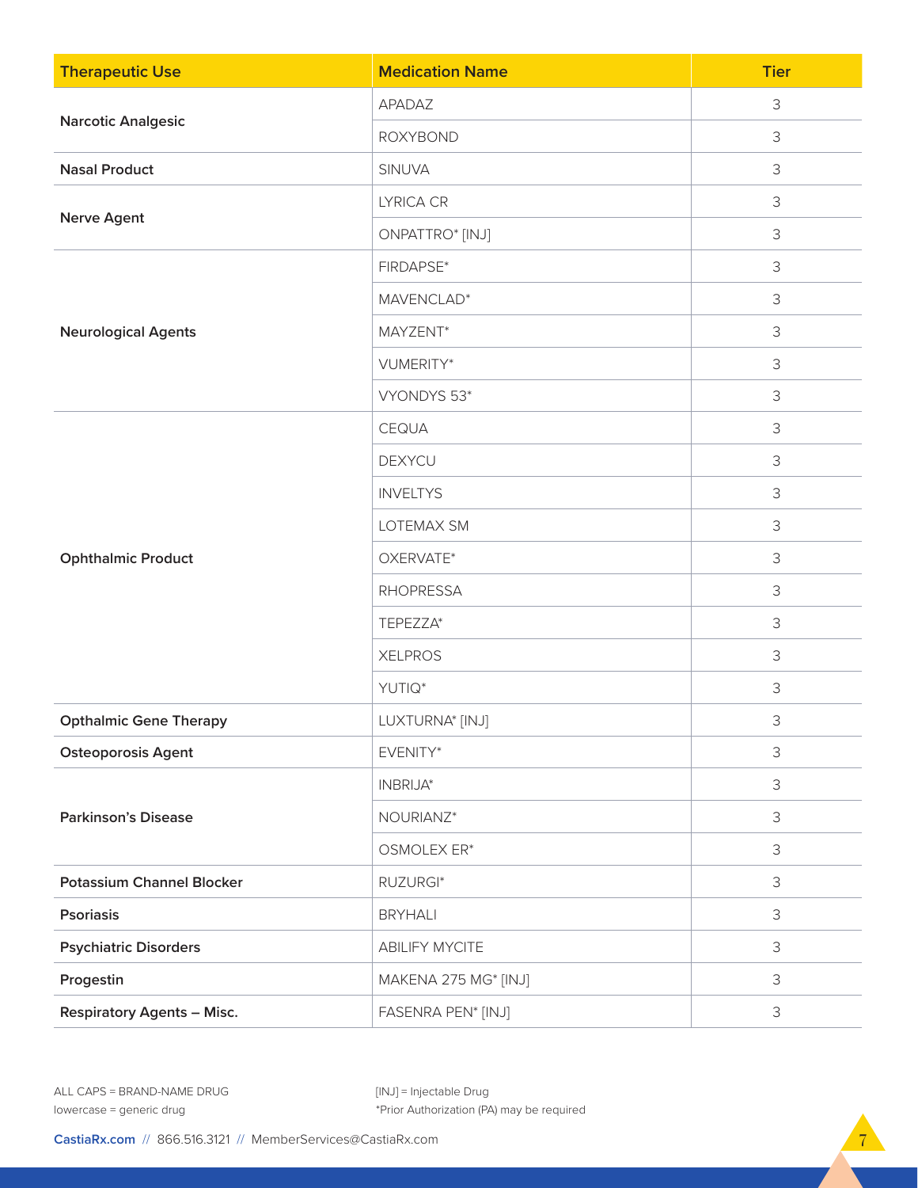| Therapeutic Use | Medication Name | Tier |
| --- | --- | --- |
| Narcotic Analgesic | APADAZ | 3 |
| | ROXYBOND | 3 |
| Nasal Product | SINUVA | 3 |
| Nerve Agent | LYRICA CR | 3 |
| | ONPATTRO* [INJ] | 3 |
| Neurological Agents | FIRDAPSE* | 3 |
| | MAVENCLAD* | 3 |
| | MAYZENT* | 3 |
| | VUMERITY* | 3 |
| | VYONDYS 53* | 3 |
| Ophthalmic Product | CEQUA | 3 |
| | DEXYCU | 3 |
| | INVELTYS | 3 |
| | LOTEMAX SM | 3 |
| | OXERVATE* | 3 |
| | RHOPRESSA | 3 |
| | TEPEZZA* | 3 |
| | XELPROS | 3 |
| | YUTIQ* | 3 |
| Opthalmic Gene Therapy | LUXTURNA* [INJ] | 3 |
| Osteoporosis Agent | EVENITY* | 3 |
| Parkinson's Disease | INBRIJA* | 3 |
| | NOURIANZ* | 3 |
| | OSMOLEX ER* | 3 |
| Potassium Channel Blocker | RUZURGI* | 3 |
| Psoriasis | BRYHALI | 3 |
| Psychiatric Disorders | ABILIFY MYCITE | 3 |
| Progestin | MAKENA 275 MG* [INJ] | 3 |
| Respiratory Agents – Misc. | FASENRA PEN* [INJ] | 3 |

ALL CAPS = BRAND-NAME DRUG
lowercase = generic drug

[INJ] = Injectable Drug
*Prior Authorization (PA) may be required

CastiaRx.com // 866.516.3121 // MemberServices@CastiaRx.com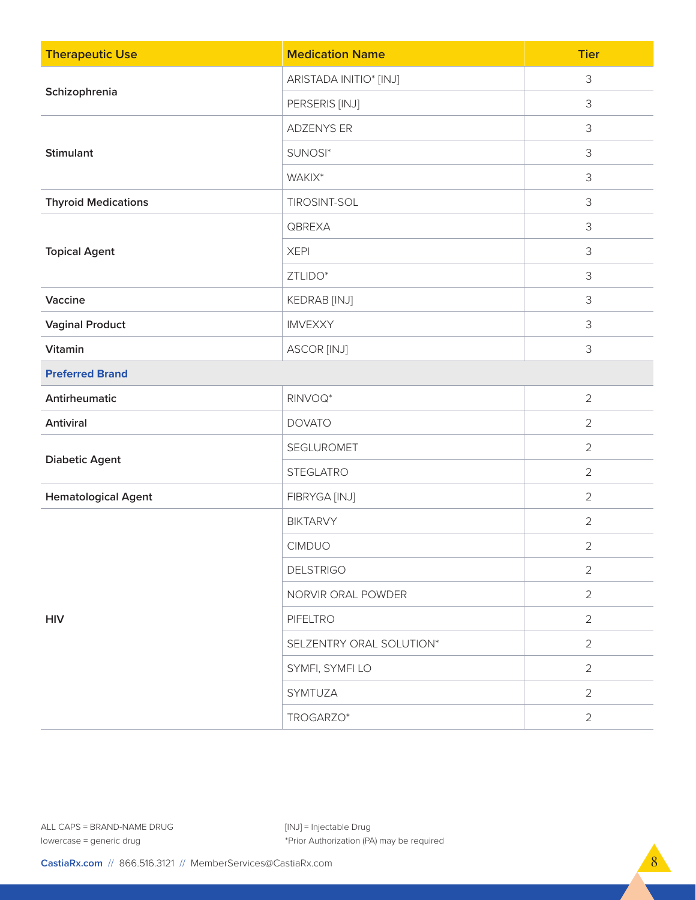| Therapeutic Use | Medication Name | Tier |
|---|---|---|
| Schizophrenia | ARISTADA INITIO* [INJ] | 3 |
| | PERSERIS [INJ] | 3 |
| Stimulant | ADZENYS ER | 3 |
| | SUNOSI* | 3 |
| | WAKIX* | 3 |
| Thyroid Medications | TIROSINT-SOL | 3 |
| Topical Agent | QBREXA | 3 |
| | XEPI | 3 |
| | ZTLIDO* | 3 |
| Vaccine | KEDRAB [INJ] | 3 |
| Vaginal Product | IMVEXXY | 3 |
| Vitamin | ASCOR [INJ] | 3 |
| **Preferred Brand** | | |
| Antirheumatic | RINVOQ* | 2 |
| Antiviral | DOVATO | 2 |
| Diabetic Agent | SEGLUROMET | 2 |
| | STEGLATRO | 2 |
| Hematological Agent | FIBRYGA [INJ] | 2 |
| HIV | BIKTARVY | 2 |
| | CIMDUO | 2 |
| | DELSTRIGO | 2 |
| | NORVIR ORAL POWDER | 2 |
| | PIFELTRO | 2 |
| | SELZENTRY ORAL SOLUTION* | 2 |
| | SYMFI, SYMFI LO | 2 |
| | SYMTUZA | 2 |
| | TROGARZO* | 2 |

ALL CAPS = BRAND-NAME DRUG
lowercase = generic drug

[INJ] = Injectable Drug
*Prior Authorization (PA) may be required

CastiaRx.com // 866.516.3121 // MemberServices@CastiaRx.com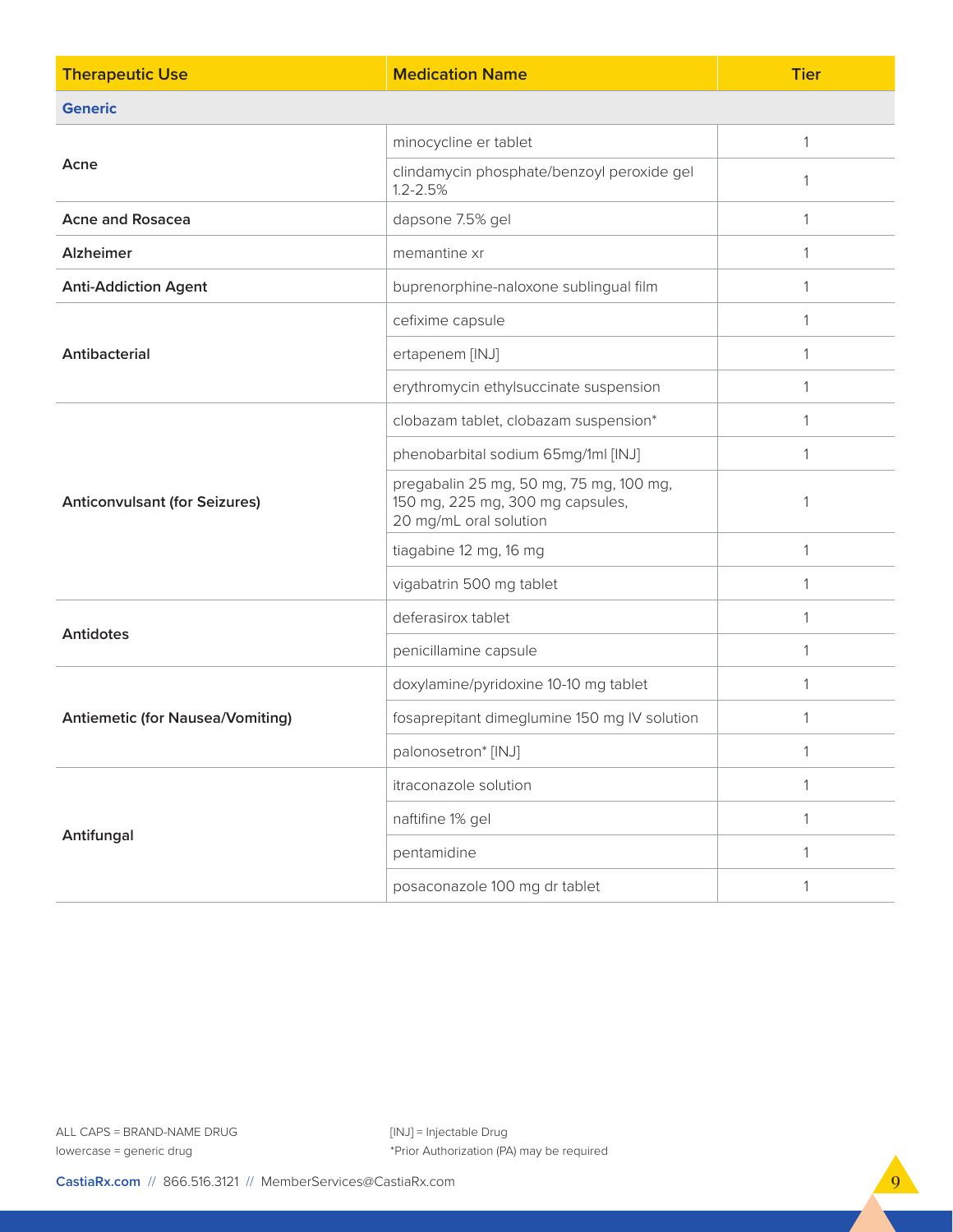| Therapeutic Use | Medication Name | Tier |
|---|---|---|
| **Generic** | | |
| Acne | minocycline er tablet | 1 |
| | clindamycin phosphate/benzoyl peroxide gel 1.2-2.5% | 1 |
| Acne and Rosacea | dapsone 7.5% gel | 1 |
| Alzheimer | memantine xr | 1 |
| Anti-Addiction Agent | buprenorphine-naloxone sublingual film | 1 |
| Antibacterial | cefixime capsule | 1 |
| | ertapenem [INJ] | 1 |
| | erythromycin ethylsuccinate suspension | 1 |
| Anticonvulsant (for Seizures) | clobazam tablet, clobazam suspension* | 1 |
| | phenobarbital sodium 65mg/1ml [INJ] | 1 |
| | pregabalin 25 mg, 50 mg, 75 mg, 100 mg, 150 mg, 225 mg, 300 mg capsules, 20 mg/mL oral solution | 1 |
| | tiagabine 12 mg, 16 mg | 1 |
| | vigabatrin 500 mg tablet | 1 |
| Antidotes | deferasirox tablet | 1 |
| | penicillamine capsule | 1 |
| Antiemetic (for Nausea/Vomiting) | doxylamine/pyridoxine 10-10 mg tablet | 1 |
| | fosaprepitant dimeglumine 150 mg IV solution | 1 |
| | palonosetron* [INJ] | 1 |
| Antifungal | itraconazole solution | 1 |
| | naftifine 1% gel | 1 |
| | pentamidine | 1 |
| | posaconazole 100 mg dr tablet | 1 |

ALL CAPS = BRAND-NAME DRUG
lowercase = generic drug

[INJ] = Injectable Drug
*Prior Authorization (PA) may be required

CastiaRx.com // 866.516.3121 // MemberServices@CastiaRx.com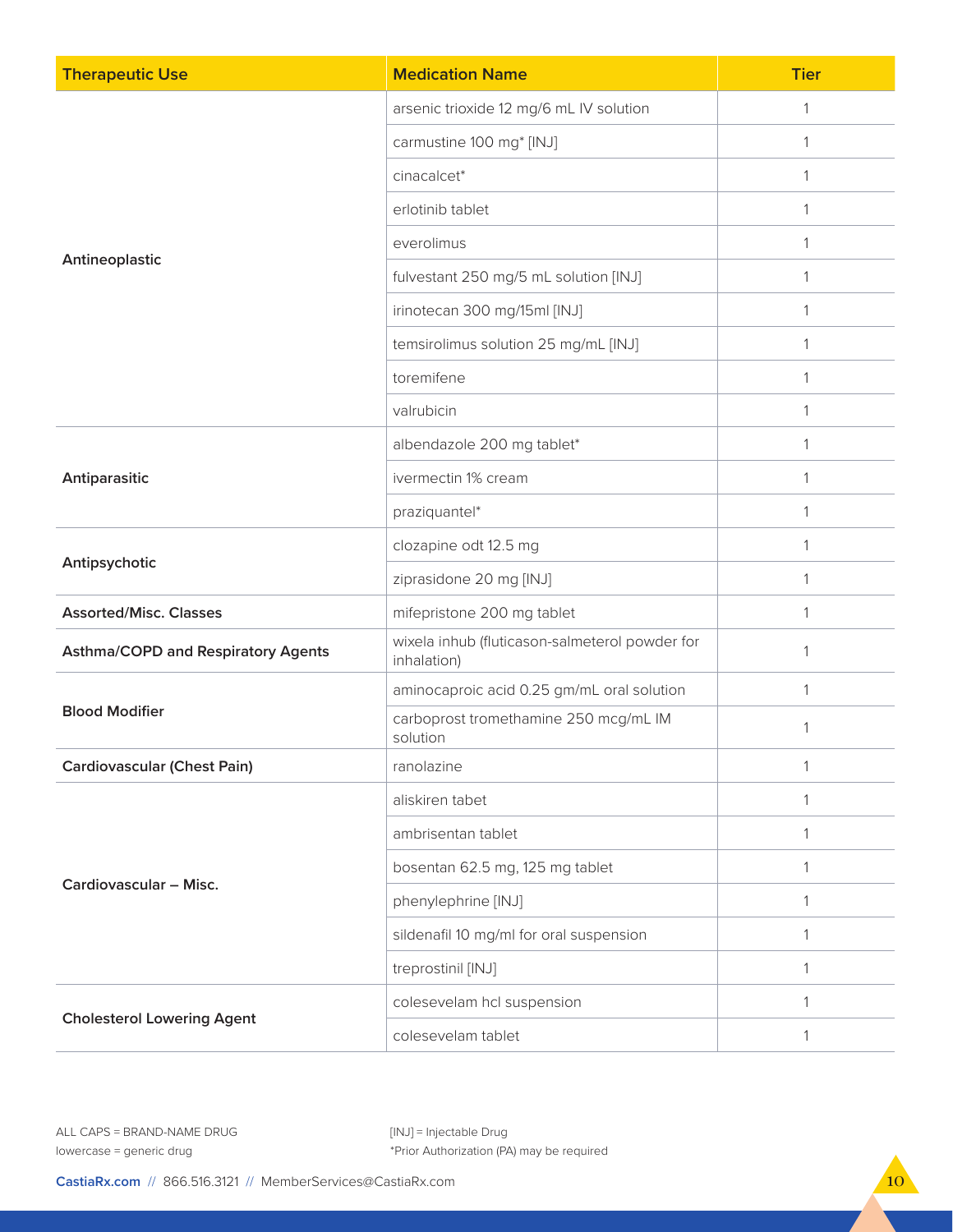| Therapeutic Use | Medication Name | Tier |
|---|---|---|
| Antineoplastic | arsenic trioxide 12 mg/6 mL IV solution | 1 |
| | carmustine 100 mg* [INJ] | 1 |
| | cinacalcet* | 1 |
| | erlotinib tablet | 1 |
| | everolimus | 1 |
| | fulvestant 250 mg/5 mL solution [INJ] | 1 |
| | irinotecan 300 mg/15ml [INJ] | 1 |
| | temsirolimus solution 25 mg/mL [INJ] | 1 |
| | toremifene | 1 |
| | valrubicin | 1 |
| Antiparasitic | albendazole 200 mg tablet* | 1 |
| | ivermectin 1% cream | 1 |
| | praziquantel* | 1 |
| Antipsychotic | clozapine odt 12.5 mg | 1 |
| | ziprasidone 20 mg [INJ] | 1 |
| Assorted/Misc. Classes | mifepristone 200 mg tablet | 1 |
| Asthma/COPD and Respiratory Agents | wixela inhub (fluticason-salmeterol powder for inhalation) | 1 |
| Blood Modifier | aminocaproic acid 0.25 gm/mL oral solution | 1 |
| | carboprost tromethamine 250 mcg/mL IM solution | 1 |
| Cardiovascular (Chest Pain) | ranolazine | 1 |
| Cardiovascular – Misc. | aliskiren tabet | 1 |
| | ambrisentan tablet | 1 |
| | bosentan 62.5 mg, 125 mg tablet | 1 |
| | phenylephrine [INJ] | 1 |
| | sildenafil 10 mg/ml for oral suspension | 1 |
| | treprostinil [INJ] | 1 |
| Cholesterol Lowering Agent | colesevelam hcl suspension | 1 |
| | colesevelam tablet | 1 |

ALL CAPS = BRAND-NAME DRUG
lowercase = generic drug

[INJ] = Injectable Drug
*Prior Authorization (PA) may be required

CastiaRx.com // 866.516.3121 // MemberServices@CastiaRx.com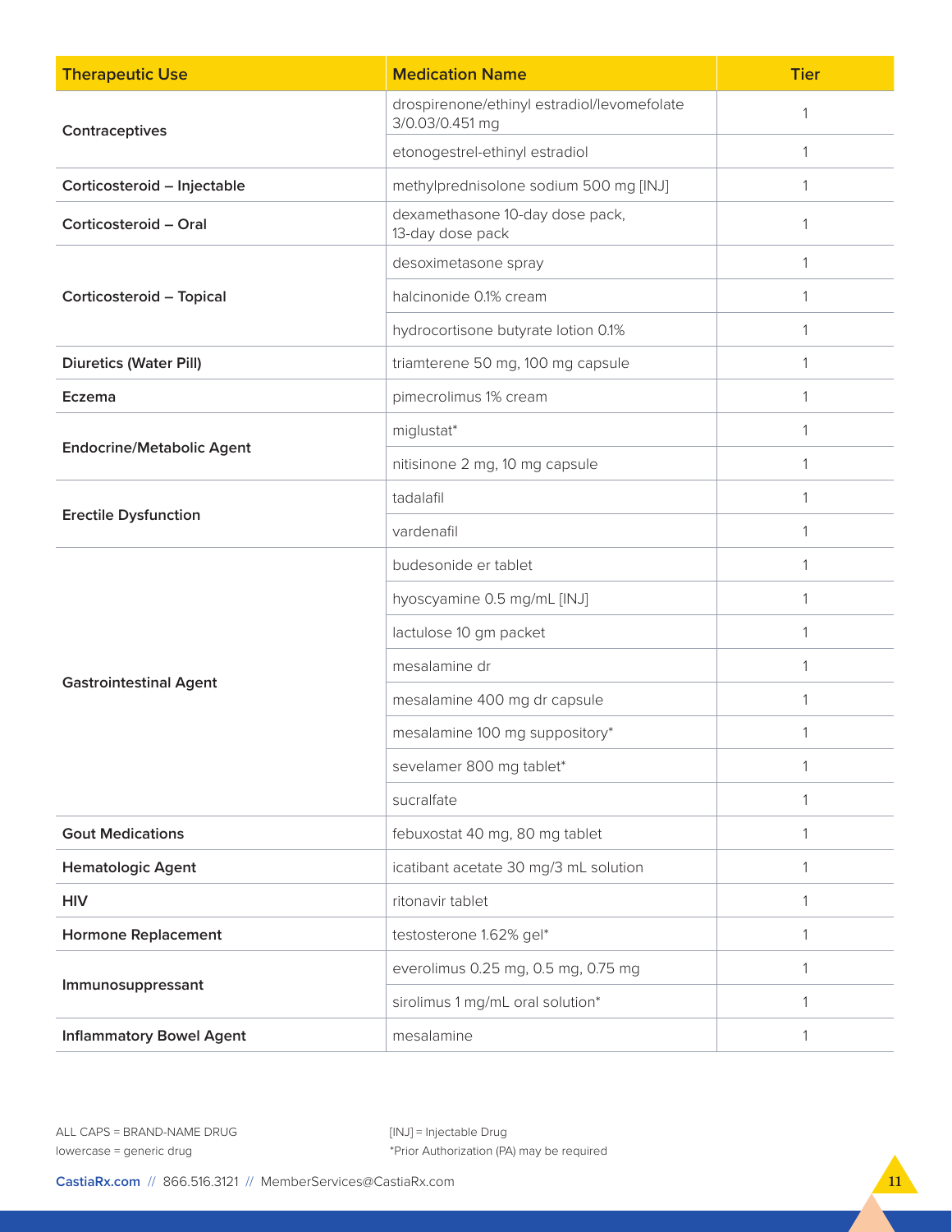| Therapeutic Use | Medication Name | Tier |
| --- | --- | --- |
| Contraceptives | drospirenone/ethinyl estradiol/levomefolate 3/0.03/0.451 mg | 1 |
| | etonogestrel-ethinyl estradiol | 1 |
| Corticosteroid – Injectable | methylprednisolone sodium 500 mg [INJ] | 1 |
| Corticosteroid – Oral | dexamethasone 10-day dose pack, 13-day dose pack | 1 |
| Corticosteroid – Topical | desoximetasone spray | 1 |
| | halcinonide 0.1% cream | 1 |
| | hydrocortisone butyrate lotion 0.1% | 1 |
| Diuretics (Water Pill) | triamterene 50 mg, 100 mg capsule | 1 |
| Eczema | pimecrolimus 1% cream | 1 |
| Endocrine/Metabolic Agent | miglustat* | 1 |
| | nitisinone 2 mg, 10 mg capsule | 1 |
| Erectile Dysfunction | tadalafil | 1 |
| | vardenafil | 1 |
| Gastrointestinal Agent | budesonide er tablet | 1 |
| | hyoscyamine 0.5 mg/mL [INJ] | 1 |
| | lactulose 10 gm packet | 1 |
| | mesalamine dr | 1 |
| | mesalamine 400 mg dr capsule | 1 |
| | mesalamine 100 mg suppository* | 1 |
| | sevelamer 800 mg tablet* | 1 |
| | sucralfate | 1 |
| Gout Medications | febuxostat 40 mg, 80 mg tablet | 1 |
| Hematologic Agent | icatibant acetate 30 mg/3 mL solution | 1 |
| HIV | ritonavir tablet | 1 |
| Hormone Replacement | testosterone 1.62% gel* | 1 |
| Immunosuppressant | everolimus 0.25 mg, 0.5 mg, 0.75 mg | 1 |
| | sirolimus 1 mg/mL oral solution* | 1 |
| Inflammatory Bowel Agent | mesalamine | 1 |

ALL CAPS = BRAND-NAME DRUG
lowercase = generic drug

[INJ] = Injectable Drug
*Prior Authorization (PA) may be required

CastiaRx.com // 866.516.3121 // MemberServices@CastiaRx.com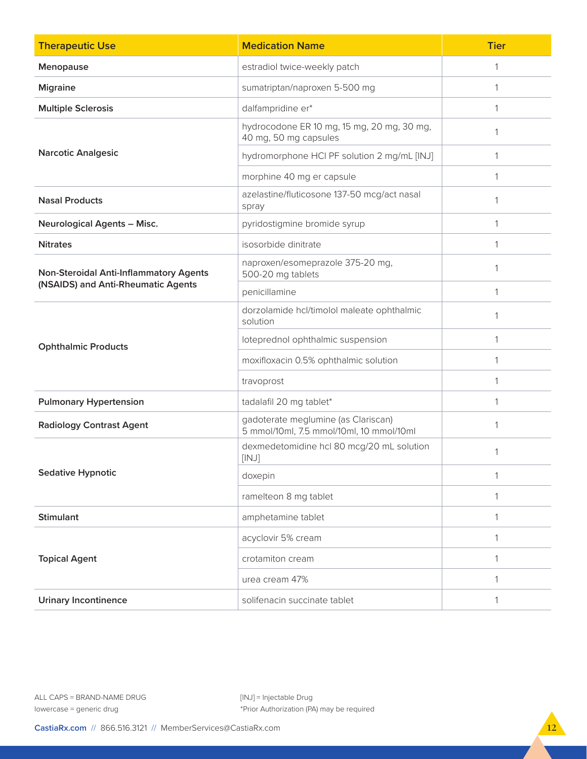| Therapeutic Use | Medication Name | Tier |
|---|---|---|
| **Menopause** | estradiol twice-weekly patch | 1 |
| **Migraine** | sumatriptan/naproxen 5-500 mg | 1 |
| **Multiple Sclerosis** | dalfampridine er* | 1 |
| **Narcotic Analgesic** | hydrocodone ER 10 mg, 15 mg, 20 mg, 30 mg, 40 mg, 50 mg capsules | 1 |
| | hydromorphone HCl PF solution 2 mg/mL [INJ] | 1 |
| | morphine 40 mg er capsule | 1 |
| **Nasal Products** | azelastine/fluticosone 137-50 mcg/act nasal spray | 1 |
| **Neurological Agents – Misc.** | pyridostigmine bromide syrup | 1 |
| **Nitrates** | isosorbide dinitrate | 1 |
| **Non-Steroidal Anti-Inflammatory Agents (NSAIDS) and Anti-Rheumatic Agents** | naproxen/esomeprazole 375-20 mg, 500-20 mg tablets | 1 |
| | penicillamine | 1 |
| **Ophthalmic Products** | dorzolamide hcl/timolol maleate ophthalmic solution | 1 |
| | loteprednol ophthalmic suspension | 1 |
| | moxifloxacin 0.5% ophthalmic solution | 1 |
| | travoprost | 1 |
| **Pulmonary Hypertension** | tadalafil 20 mg tablet* | 1 |
| **Radiology Contrast Agent** | gadoterate meglumine (as Clariscan) 5 mmol/10ml, 7.5 mmol/10ml, 10 mmol/10ml | 1 |
| **Sedative Hypnotic** | dexmedetomidine hcl 80 mcg/20 mL solution [INJ] | 1 |
| | doxepin | 1 |
| | ramelteon 8 mg tablet | 1 |
| **Stimulant** | amphetamine tablet | 1 |
| **Topical Agent** | acyclovir 5% cream | 1 |
| | crotamiton cream | 1 |
| | urea cream 47% | 1 |
| **Urinary Incontinence** | solifenacin succinate tablet | 1 |

ALL CAPS = BRAND-NAME DRUG
lowercase = generic drug

[INJ] = Injectable Drug
*Prior Authorization (PA) may be required

CastiaRx.com // 866.516.3121 // MemberServices@CastiaRx.com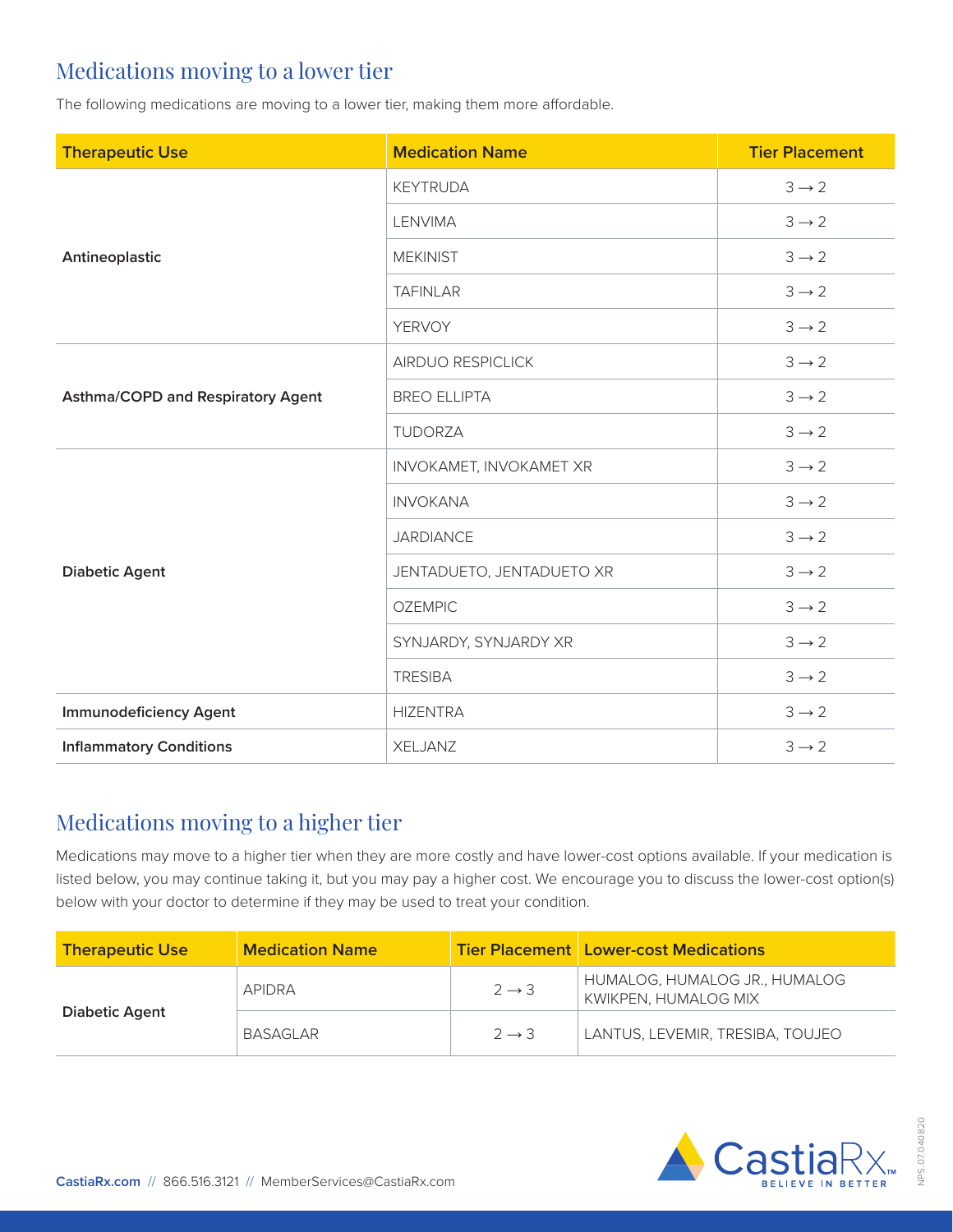## Medications moving to a lower tier

The following medications are moving to a lower tier, making them more affordable.

| Therapeutic Use | Medication Name | Tier Placement |
|---|---|---|
| Antineoplastic | KEYTRUDA | 3 → 2 |
| | LENVIMA | 3 → 2 |
| | MEKINIST | 3 → 2 |
| | TAFINLAR | 3 → 2 |
| | YERVOY | 3 → 2 |
| Asthma/COPD and Respiratory Agent | AIRDUO RESPICLICK | 3 → 2 |
| | BREO ELLIPTA | 3 → 2 |
| | TUDORZA | 3 → 2 |
| Diabetic Agent | INVOKAMET, INVOKAMET XR | 3 → 2 |
| | INVOKANA | 3 → 2 |
| | JARDIANCE | 3 → 2 |
| | JENTADUETO, JENTADUETO XR | 3 → 2 |
| | OZEMPIC | 3 → 2 |
| | SYNJARDY, SYNJARDY XR | 3 → 2 |
| | TRESIBA | 3 → 2 |
| Immunodeficiency Agent | HIZENTRA | 3 → 2 |
| Inflammatory Conditions | XELJANZ | 3 → 2 |

## Medications moving to a higher tier

Medications may move to a higher tier when they are more costly and have lower-cost options available. If your medication is listed below, you may continue taking it, but you may pay a higher cost. We encourage you to discuss the lower-cost option(s) below with your doctor to determine if they may be used to treat your condition.

| Therapeutic Use | Medication Name | Tier Placement | Lower-cost Medications |
|---|---|---|---|
| Diabetic Agent | APIDRA | 2 → 3 | HUMALOG, HUMALOG JR., HUMALOG KWIKPEN, HUMALOG MIX |
| | BASAGLAR | 2 → 3 | LANTUS, LEVEMIR, TRESIBA, TOUJEO |

CastiaRx BELIEVE IN BETTER

CastiaRx.com // 866.516.3121 // MemberServices@CastiaRx.com

NPS.07.040820